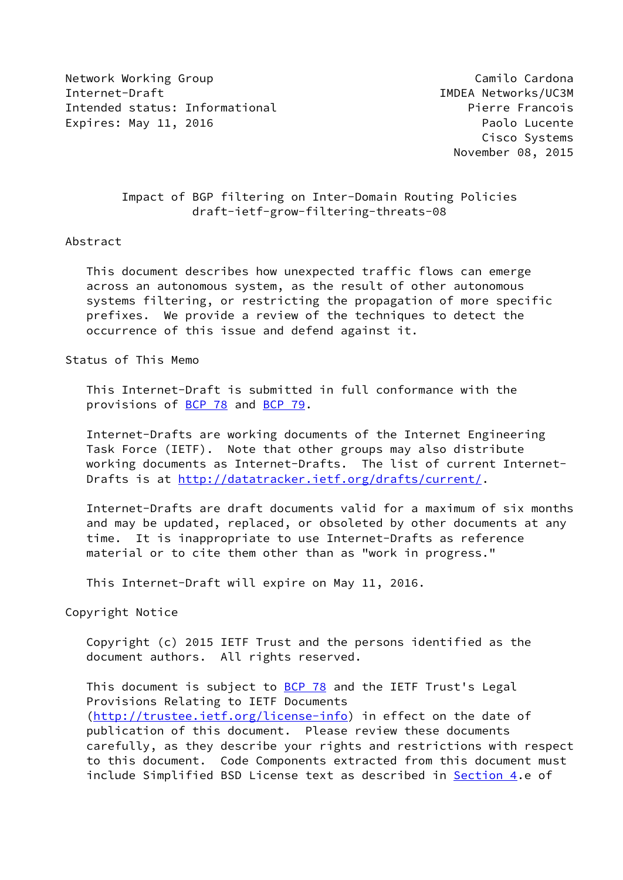Network Working Group Camilo Cardona
Internet-Draft IMDEA Networks/UC3M
Intended status: Informational Pierre Francois
Expires: May 11, 2016 Paolo Lucente
Cisco Systems
November 08, 2015

# Impact of BGP filtering on Inter-Domain Routing Policies
draft-ietf-grow-filtering-threats-08

## Abstract

This document describes how unexpected traffic flows can emerge across an autonomous system, as the result of other autonomous systems filtering, or restricting the propagation of more specific prefixes. We provide a review of the techniques to detect the occurrence of this issue and defend against it.

## Status of This Memo

This Internet-Draft is submitted in full conformance with the provisions of BCP 78 and BCP 79.

Internet-Drafts are working documents of the Internet Engineering Task Force (IETF). Note that other groups may also distribute working documents as Internet-Drafts. The list of current Internet-Drafts is at http://datatracker.ietf.org/drafts/current/.

Internet-Drafts are draft documents valid for a maximum of six months and may be updated, replaced, or obsoleted by other documents at any time. It is inappropriate to use Internet-Drafts as reference material or to cite them other than as "work in progress."

This Internet-Draft will expire on May 11, 2016.

## Copyright Notice

Copyright (c) 2015 IETF Trust and the persons identified as the document authors. All rights reserved.

This document is subject to BCP 78 and the IETF Trust's Legal Provisions Relating to IETF Documents (http://trustee.ietf.org/license-info) in effect on the date of publication of this document. Please review these documents carefully, as they describe your rights and restrictions with respect to this document. Code Components extracted from this document must include Simplified BSD License text as described in Section 4.e of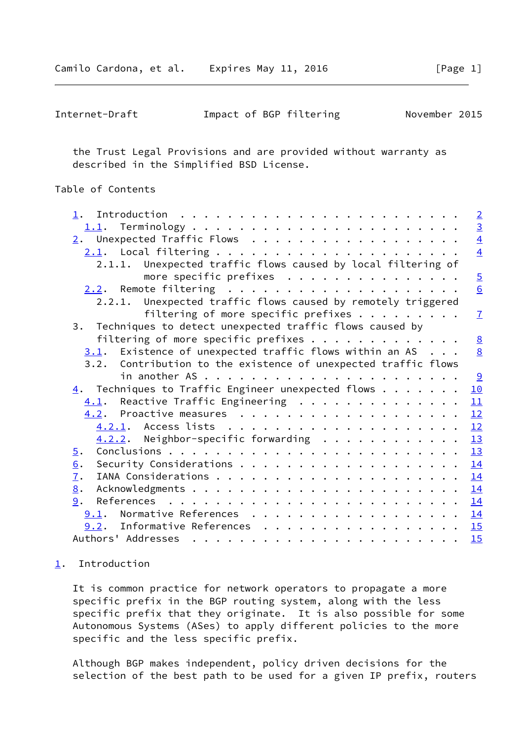the Trust Legal Provisions and are provided without warranty as described in the Simplified BSD License.

## Table of Contents

- 1. Introduction . . . . . . . . . . . . . . . . . . . . . . . . 2
  - 1.1. Terminology . . . . . . . . . . . . . . . . . . . . . . 3
- 2. Unexpected Traffic Flows . . . . . . . . . . . . . . . . . . 4
  - 2.1. Local filtering . . . . . . . . . . . . . . . . . . . . 4
    - 2.1.1. Unexpected traffic flows caused by local filtering of more specific prefixes . . . . . . . . . . . . . . . . 5
  - 2.2. Remote filtering . . . . . . . . . . . . . . . . . . . 6
    - 2.2.1. Unexpected traffic flows caused by remotely triggered filtering of more specific prefixes . . . . . . . . . 7
- 3. Techniques to detect unexpected traffic flows caused by filtering of more specific prefixes . . . . . . . . . . . . . 8
  - 3.1. Existence of unexpected traffic flows within an AS . . . 8
  - 3.2. Contribution to the existence of unexpected traffic flows in another AS . . . . . . . . . . . . . . . . . . . . . . 9
- 4. Techniques to Traffic Engineer unexpected flows . . . . . . . 10
  - 4.1. Reactive Traffic Engineering . . . . . . . . . . . . . . 11
  - 4.2. Proactive measures . . . . . . . . . . . . . . . . . . . 12
    - 4.2.1. Access lists . . . . . . . . . . . . . . . . . . . . 12
    - 4.2.2. Neighbor-specific forwarding . . . . . . . . . . . . 13
- 5. Conclusions . . . . . . . . . . . . . . . . . . . . . . . . . 13
- 6. Security Considerations . . . . . . . . . . . . . . . . . . . 14
- 7. IANA Considerations . . . . . . . . . . . . . . . . . . . . . 14
- 8. Acknowledgments . . . . . . . . . . . . . . . . . . . . . . . 14
- 9. References . . . . . . . . . . . . . . . . . . . . . . . . . 14
  - 9.1. Normative References . . . . . . . . . . . . . . . . . . 14
  - 9.2. Informative References . . . . . . . . . . . . . . . . . 15
- Authors' Addresses . . . . . . . . . . . . . . . . . . . . . . . 15

## 1. Introduction

It is common practice for network operators to propagate a more specific prefix in the BGP routing system, along with the less specific prefix that they originate. It is also possible for some Autonomous Systems (ASes) to apply different policies to the more specific and the less specific prefix.

Although BGP makes independent, policy driven decisions for the selection of the best path to be used for a given IP prefix, routers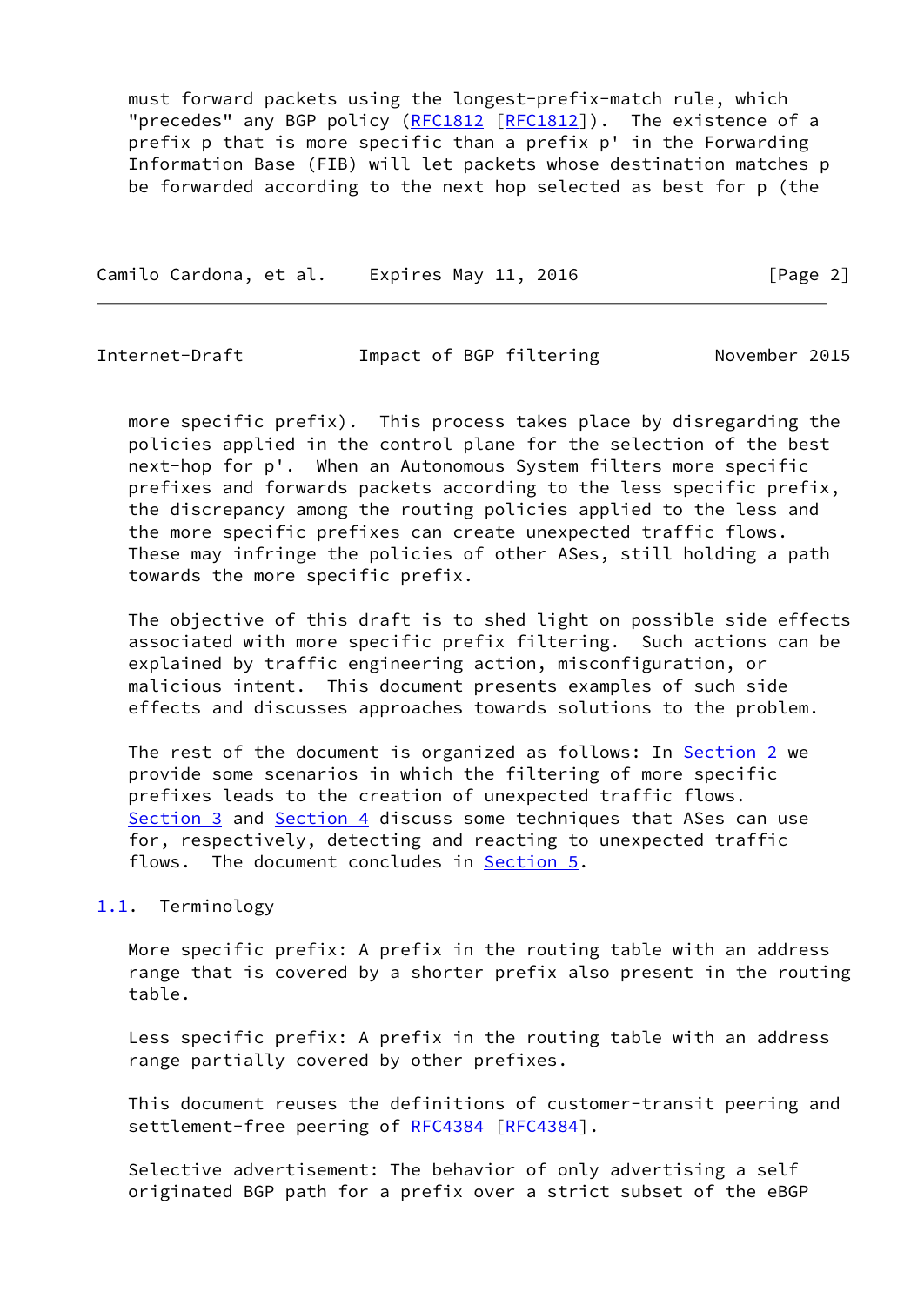must forward packets using the longest-prefix-match rule, which "precedes" any BGP policy (RFC1812 [RFC1812]). The existence of a prefix p that is more specific than a prefix p' in the Forwarding Information Base (FIB) will let packets whose destination matches p be forwarded according to the next hop selected as best for p (the more specific prefix). This process takes place by disregarding the policies applied in the control plane for the selection of the best next-hop for p'. When an Autonomous System filters more specific prefixes and forwards packets according to the less specific prefix, the discrepancy among the routing policies applied to the less and the more specific prefixes can create unexpected traffic flows. These may infringe the policies of other ASes, still holding a path towards the more specific prefix.

The objective of this draft is to shed light on possible side effects associated with more specific prefix filtering. Such actions can be explained by traffic engineering action, misconfiguration, or malicious intent. This document presents examples of such side effects and discusses approaches towards solutions to the problem.

The rest of the document is organized as follows: In Section 2 we provide some scenarios in which the filtering of more specific prefixes leads to the creation of unexpected traffic flows. Section 3 and Section 4 discuss some techniques that ASes can use for, respectively, detecting and reacting to unexpected traffic flows. The document concludes in Section 5.

### 1.1. Terminology

More specific prefix: A prefix in the routing table with an address range that is covered by a shorter prefix also present in the routing table.

Less specific prefix: A prefix in the routing table with an address range partially covered by other prefixes.

This document reuses the definitions of customer-transit peering and settlement-free peering of RFC4384 [RFC4384].

Selective advertisement: The behavior of only advertising a self originated BGP path for a prefix over a strict subset of the eBGP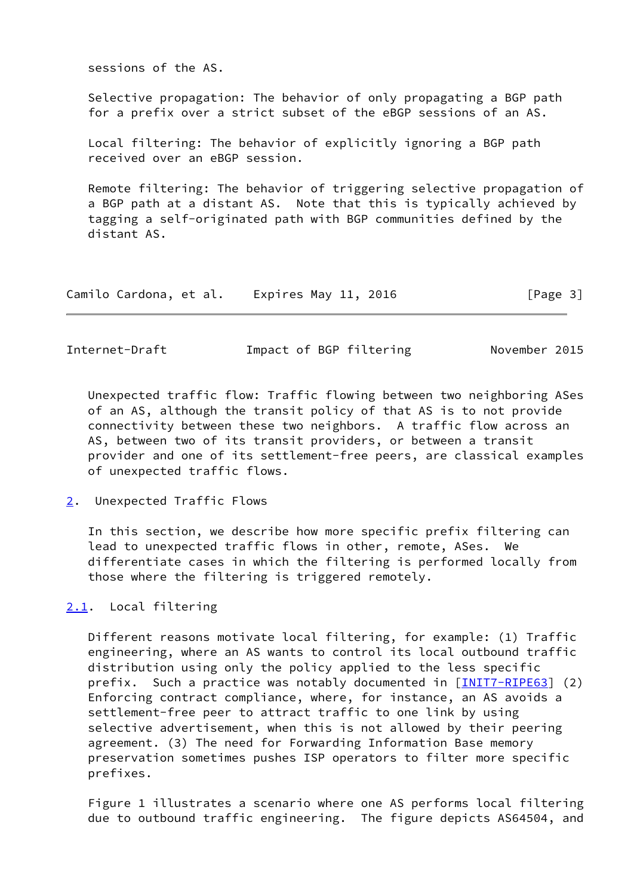sessions of the AS.

Selective propagation: The behavior of only propagating a BGP path for a prefix over a strict subset of the eBGP sessions of an AS.

Local filtering: The behavior of explicitly ignoring a BGP path received over an eBGP session.

Remote filtering: The behavior of triggering selective propagation of a BGP path at a distant AS. Note that this is typically achieved by tagging a self-originated path with BGP communities defined by the distant AS.

Unexpected traffic flow: Traffic flowing between two neighboring ASes of an AS, although the transit policy of that AS is to not provide connectivity between these two neighbors. A traffic flow across an AS, between two of its transit providers, or between a transit provider and one of its settlement-free peers, are classical examples of unexpected traffic flows.

## 2. Unexpected Traffic Flows

In this section, we describe how more specific prefix filtering can lead to unexpected traffic flows in other, remote, ASes. We differentiate cases in which the filtering is performed locally from those where the filtering is triggered remotely.

### 2.1. Local filtering

Different reasons motivate local filtering, for example: (1) Traffic engineering, where an AS wants to control its local outbound traffic distribution using only the policy applied to the less specific prefix. Such a practice was notably documented in [INIT7-RIPE63] (2) Enforcing contract compliance, where, for instance, an AS avoids a settlement-free peer to attract traffic to one link by using selective advertisement, when this is not allowed by their peering agreement. (3) The need for Forwarding Information Base memory preservation sometimes pushes ISP operators to filter more specific prefixes.

Figure 1 illustrates a scenario where one AS performs local filtering due to outbound traffic engineering. The figure depicts AS64504, and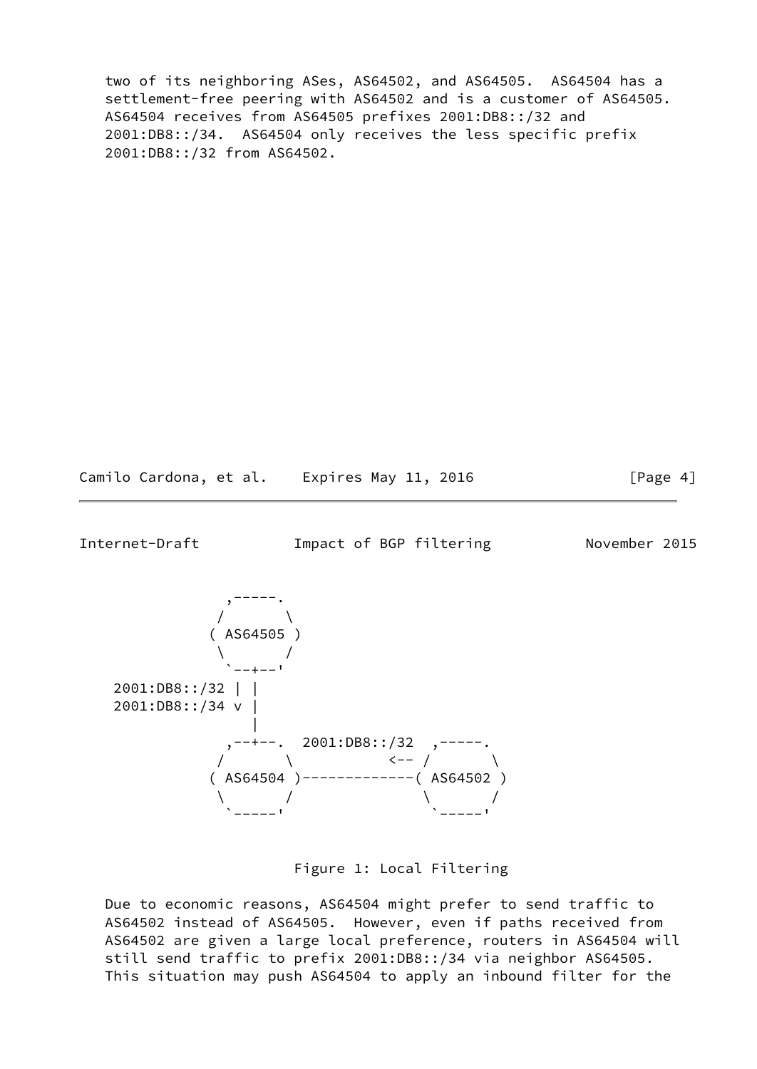two of its neighboring ASes, AS64502, and AS64505. AS64504 has a settlement-free peering with AS64502 and is a customer of AS64505. AS64504 receives from AS64505 prefixes 2001:DB8::/32 and 2001:DB8::/34. AS64504 only receives the less specific prefix 2001:DB8::/32 from AS64502.

```
              ,-----.
             /       \
            ( AS64505 )
             \       /
              `--+--'
 2001:DB8::/32 | |
 2001:DB8::/34 v |
                 |
              ,--+--.  2001:DB8::/32  ,-----.
             /       \          <-- /       \
            ( AS64504 )-------------( AS64502 )
             \       /              \       /
              `-----'                `-----'
```

Figure 1: Local Filtering

Due to economic reasons, AS64504 might prefer to send traffic to AS64502 instead of AS64505. However, even if paths received from AS64502 are given a large local preference, routers in AS64504 will still send traffic to prefix 2001:DB8::/34 via neighbor AS64505. This situation may push AS64504 to apply an inbound filter for the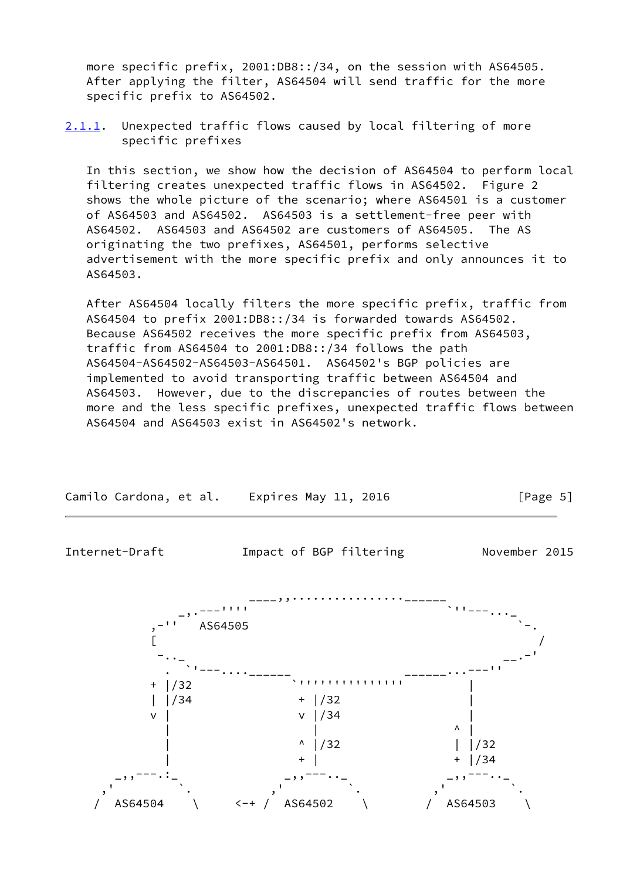more specific prefix, 2001:DB8::/34, on the session with AS64505. After applying the filter, AS64504 will send traffic for the more specific prefix to AS64502.

### 2.1.1. Unexpected traffic flows caused by local filtering of more specific prefixes

In this section, we show how the decision of AS64504 to perform local filtering creates unexpected traffic flows in AS64502. Figure 2 shows the whole picture of the scenario; where AS64501 is a customer of AS64503 and AS64502. AS64503 is a settlement-free peer with AS64502. AS64503 and AS64502 are customers of AS64505. The AS originating the two prefixes, AS64501, performs selective advertisement with the more specific prefix and only announces it to AS64503.

After AS64504 locally filters the more specific prefix, traffic from AS64504 to prefix 2001:DB8::/34 is forwarded towards AS64502. Because AS64502 receives the more specific prefix from AS64503, traffic from AS64504 to 2001:DB8::/34 follows the path AS64504-AS64502-AS64503-AS64501. AS64502's BGP policies are implemented to avoid transporting traffic between AS64504 and AS64503. However, due to the discrepancies of routes between the more and the less specific prefixes, unexpected traffic flows between AS64504 and AS64503 exist in AS64502's network.

```
                    ____,,.................______
              _,.---''''                         `''---..._
           ,-''   AS64505                                  `-.
           [                                                  /
            -.._                                           __.-'
            .  `'---....______                ______...---''
           + |/32              `''''''''''''''               |
           | |/34               + |/32                       |
           v |                  v |/34                       |
             |                    |                      ^   |
             |                  ^ |/32                   |   |/32
             |                  + |                      +   |/34
         _,,---.:_           _,,---.._                _,,---.._
       ,'         `.       ,'         `.            ,'         `.
      /  AS64504    \    <-+ /  AS64502    \       /  AS64503    \
```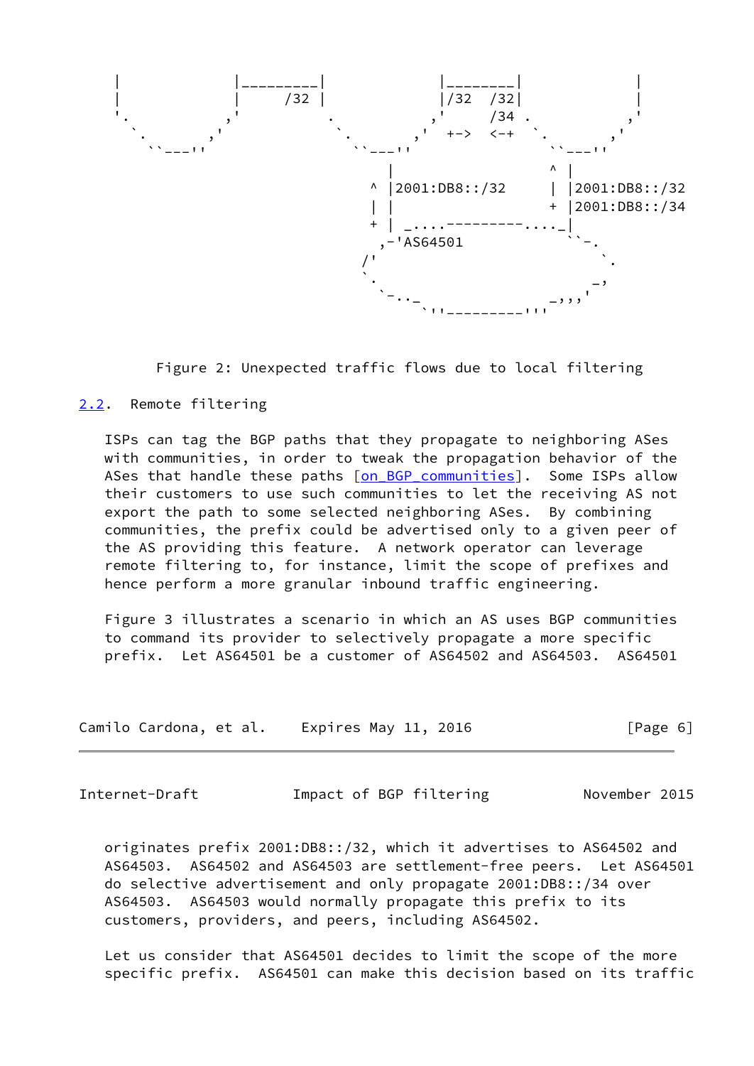```
    |              |_________|             |________|             |
    |              |     /32 |             |/32  /32|             |
    '.            ,'         .            ,'    /34 .            ,'
      `.        ,'            `.        ,'  +->  <-+  `.        ,'
        ``---''                 ``---''                 ``---''
                                   |                   ^  |
                                 ^ |2001:DB8::/32      |  |2001:DB8::/32
                                 | |                   +  |2001:DB8::/34
                                 + | _....---------...._|
                                  ,-'AS64501            ``-.
                                 /'                         `.
                                 `.                         _,
                                   `-.._             _,,,'
                                        `''---------'''
```

Figure 2: Unexpected traffic flows due to local filtering

## 2.2. Remote filtering

ISPs can tag the BGP paths that they propagate to neighboring ASes with communities, in order to tweak the propagation behavior of the ASes that handle these paths [on_BGP_communities]. Some ISPs allow their customers to use such communities to let the receiving AS not export the path to some selected neighboring ASes. By combining communities, the prefix could be advertised only to a given peer of the AS providing this feature. A network operator can leverage remote filtering to, for instance, limit the scope of prefixes and hence perform a more granular inbound traffic engineering.

Figure 3 illustrates a scenario in which an AS uses BGP communities to command its provider to selectively propagate a more specific prefix. Let AS64501 be a customer of AS64502 and AS64503. AS64501 originates prefix 2001:DB8::/32, which it advertises to AS64502 and AS64503. AS64502 and AS64503 are settlement-free peers. Let AS64501 do selective advertisement and only propagate 2001:DB8::/34 over AS64503. AS64503 would normally propagate this prefix to its customers, providers, and peers, including AS64502.

Let us consider that AS64501 decides to limit the scope of the more specific prefix. AS64501 can make this decision based on its traffic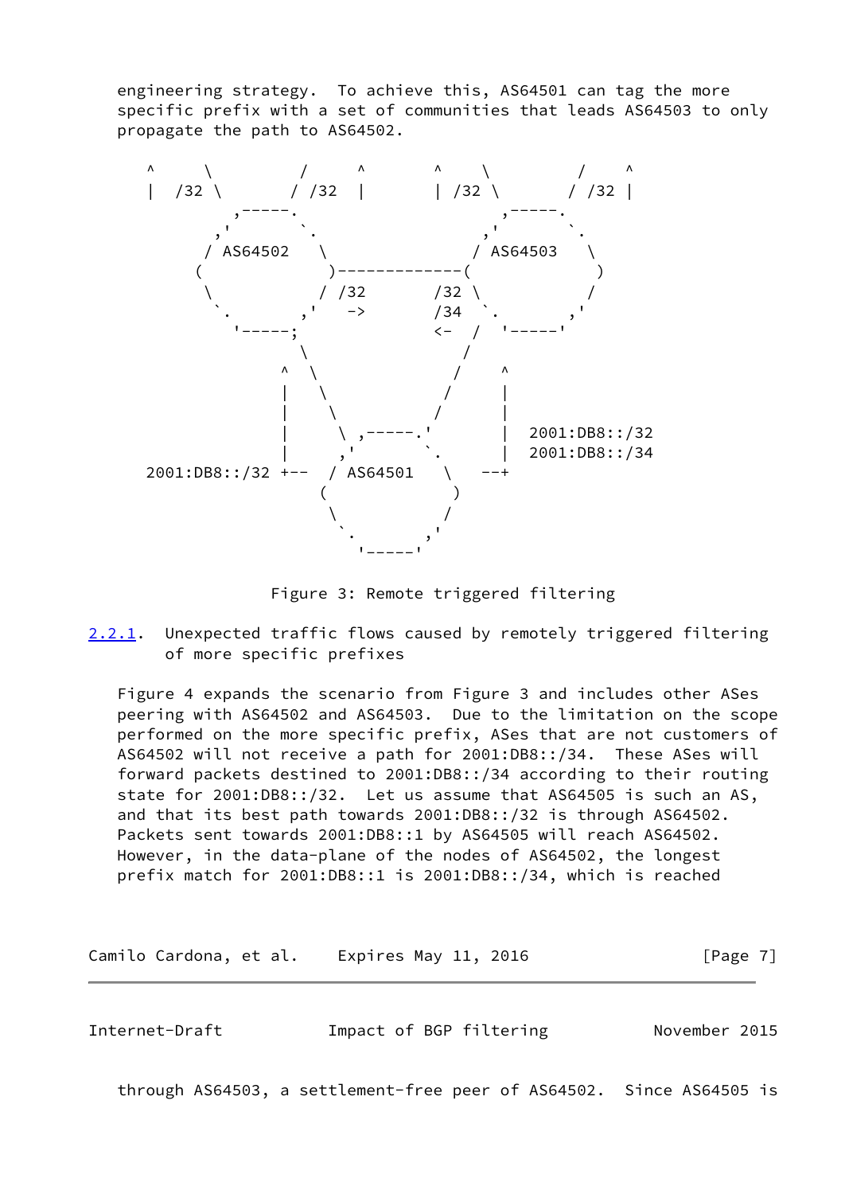engineering strategy. To achieve this, AS64501 can tag the more specific prefix with a set of communities that leads AS64503 to only propagate the path to AS64502.

```
  ^      \          /      ^       ^     \          /     ^
  |  /32 \        / /32  |       | /32 \        / /32 |
         ,-----.                       ,-----.
       ,'       `.                   ,'       `.
      / AS64502   \                 / AS64503   \
     (             )-------------(               )
      \           / /32       /32 \             /
       `.       ,'   ->       /34  `.         ,'
         '-----;              <-  /  '-----'
               \                 /
             ^  \               /    ^
             |   \             /     |
             |    \           /      |
             |     \ ,-----.'        |  2001:DB8::/32
             |     ,'       `.       |  2001:DB8::/34
  2001:DB8::/32 +--  / AS64501   \   --+
                   (             )
                    \           /
                     `.       ,'
                       '-----'
```

Figure 3: Remote triggered filtering

### 2.2.1. Unexpected traffic flows caused by remotely triggered filtering of more specific prefixes

Figure 4 expands the scenario from Figure 3 and includes other ASes peering with AS64502 and AS64503. Due to the limitation on the scope performed on the more specific prefix, ASes that are not customers of AS64502 will not receive a path for 2001:DB8::/34. These ASes will forward packets destined to 2001:DB8::/34 according to their routing state for 2001:DB8::/32. Let us assume that AS64505 is such an AS, and that its best path towards 2001:DB8::/32 is through AS64502. Packets sent towards 2001:DB8::1 by AS64505 will reach AS64502. However, in the data-plane of the nodes of AS64502, the longest prefix match for 2001:DB8::1 is 2001:DB8::/34, which is reached through AS64503, a settlement-free peer of AS64502. Since AS64505 is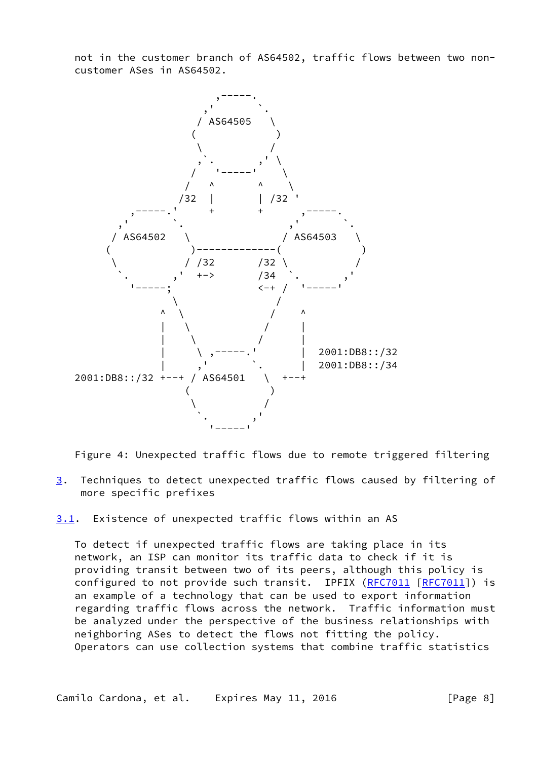not in the customer branch of AS64502, traffic flows between two non-customer ASes in AS64502.

```
                          ,-----.
                        ,'       `.
                       / AS64505   \
                      (             )
                       \           /
                       ,`.       ,' \
                      /   '-----'    \
                     /   ^       ^    \
                   /32   |       | /32 '
           ,-----.'      +       +      ,-----.
         ,'       `.                  ,'       `.
        / AS64502   \                / AS64503   \
       (             )-------------(              )
        \           / /32       /32 \            /
         `.       ,'  +->       /34  `.       ,'
           '-----;              <-+ /  '-----'
                  \                /
              ^    \              /    ^
              |     \            /     |
              |      \          /      |
              |       \ ,-----.'       |  2001:DB8::/32
              |      ,'        `.      |  2001:DB8::/34
2001:DB8::/32 +--+ / AS64501     \  +--+
                  (               )
                   \             /
                    `.         ,'
                      '-----'
```

Figure 4: Unexpected traffic flows due to remote triggered filtering

## 3. Techniques to detect unexpected traffic flows caused by filtering of more specific prefixes

### 3.1. Existence of unexpected traffic flows within an AS

To detect if unexpected traffic flows are taking place in its network, an ISP can monitor its traffic data to check if it is providing transit between two of its peers, although this policy is configured to not provide such transit. IPFIX (RFC7011 [RFC7011]) is an example of a technology that can be used to export information regarding traffic flows across the network. Traffic information must be analyzed under the perspective of the business relationships with neighboring ASes to detect the flows not fitting the policy. Operators can use collection systems that combine traffic statistics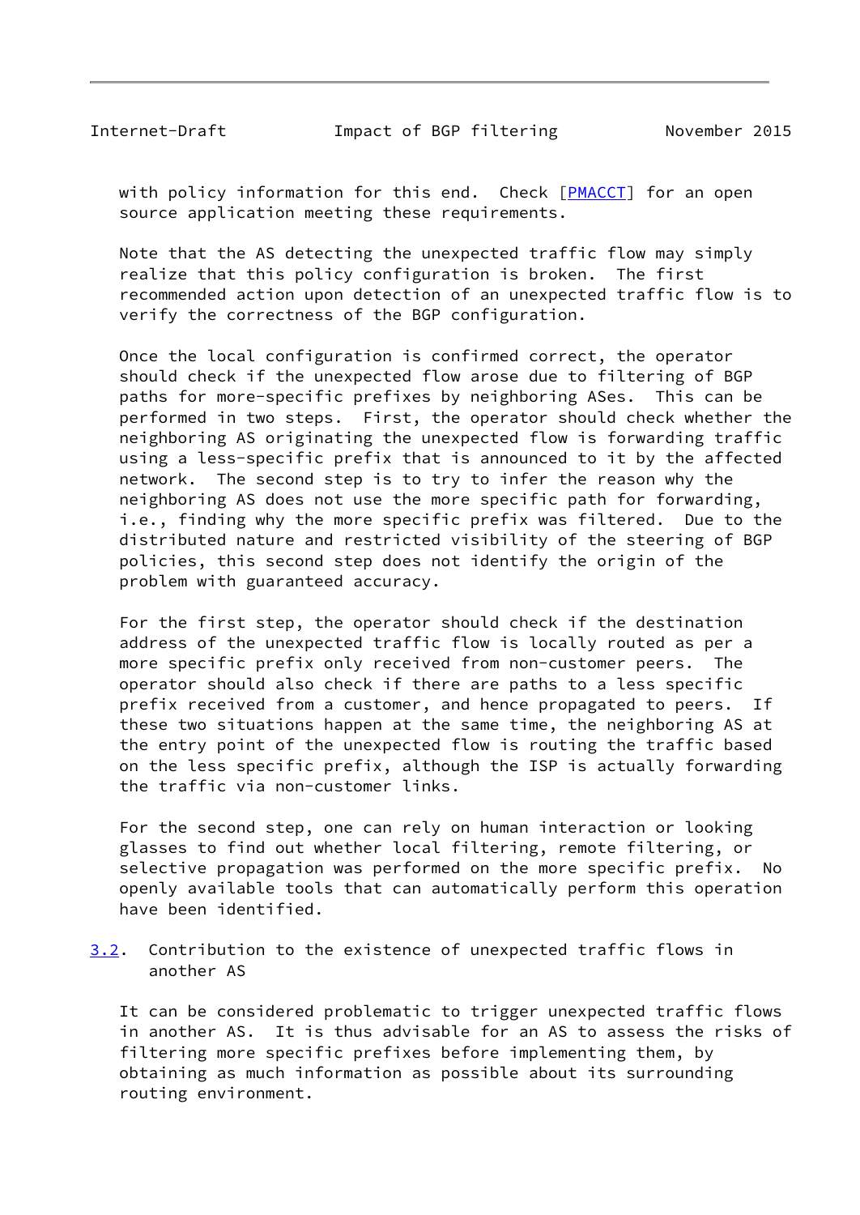with policy information for this end. Check [PMACCT] for an open source application meeting these requirements.

Note that the AS detecting the unexpected traffic flow may simply realize that this policy configuration is broken. The first recommended action upon detection of an unexpected traffic flow is to verify the correctness of the BGP configuration.

Once the local configuration is confirmed correct, the operator should check if the unexpected flow arose due to filtering of BGP paths for more-specific prefixes by neighboring ASes. This can be performed in two steps. First, the operator should check whether the neighboring AS originating the unexpected flow is forwarding traffic using a less-specific prefix that is announced to it by the affected network. The second step is to try to infer the reason why the neighboring AS does not use the more specific path for forwarding, i.e., finding why the more specific prefix was filtered. Due to the distributed nature and restricted visibility of the steering of BGP policies, this second step does not identify the origin of the problem with guaranteed accuracy.

For the first step, the operator should check if the destination address of the unexpected traffic flow is locally routed as per a more specific prefix only received from non-customer peers. The operator should also check if there are paths to a less specific prefix received from a customer, and hence propagated to peers. If these two situations happen at the same time, the neighboring AS at the entry point of the unexpected flow is routing the traffic based on the less specific prefix, although the ISP is actually forwarding the traffic via non-customer links.

For the second step, one can rely on human interaction or looking glasses to find out whether local filtering, remote filtering, or selective propagation was performed on the more specific prefix. No openly available tools that can automatically perform this operation have been identified.

### 3.2. Contribution to the existence of unexpected traffic flows in another AS

It can be considered problematic to trigger unexpected traffic flows in another AS. It is thus advisable for an AS to assess the risks of filtering more specific prefixes before implementing them, by obtaining as much information as possible about its surrounding routing environment.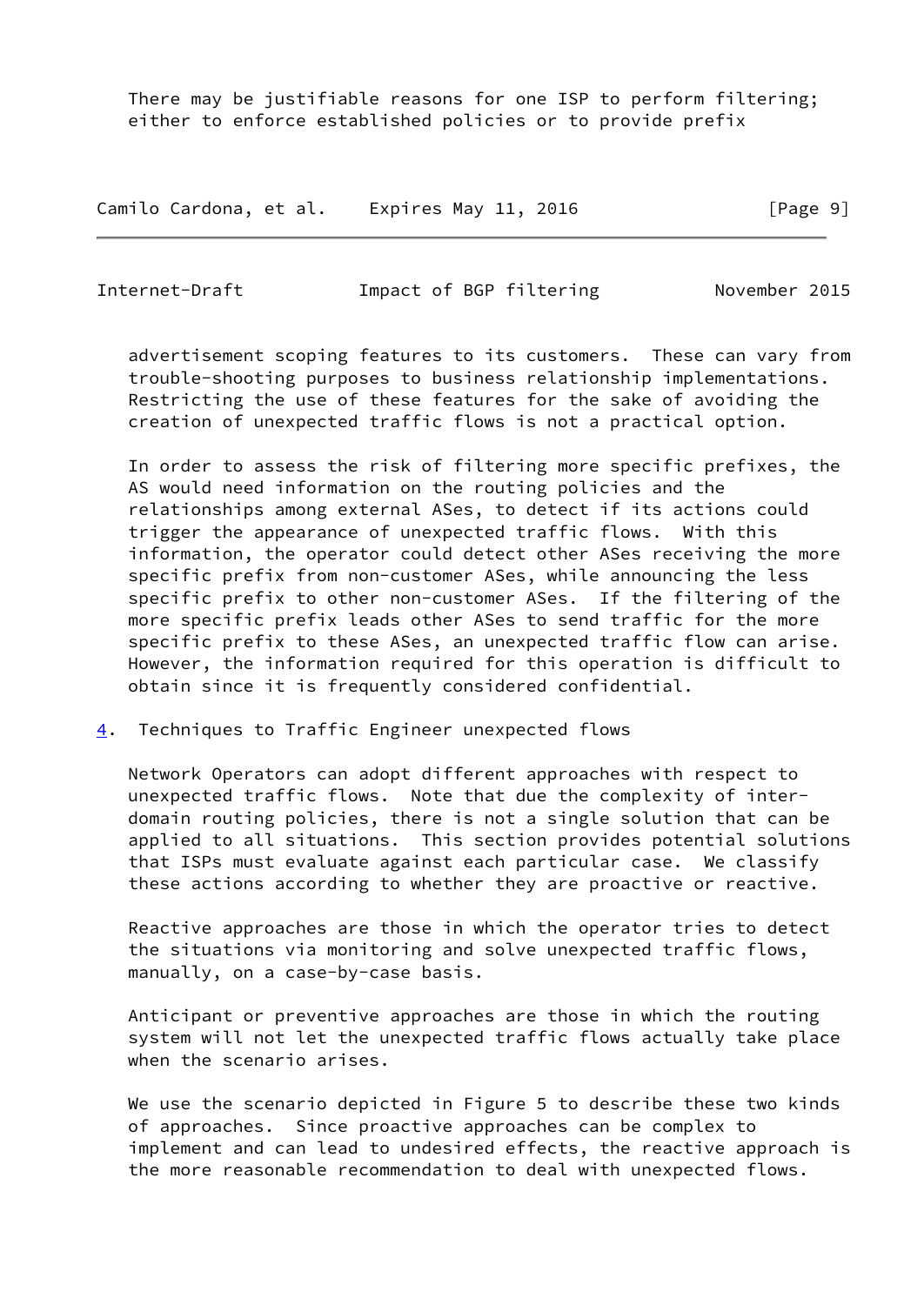There may be justifiable reasons for one ISP to perform filtering; either to enforce established policies or to provide prefix advertisement scoping features to its customers. These can vary from trouble-shooting purposes to business relationship implementations. Restricting the use of these features for the sake of avoiding the creation of unexpected traffic flows is not a practical option.

In order to assess the risk of filtering more specific prefixes, the AS would need information on the routing policies and the relationships among external ASes, to detect if its actions could trigger the appearance of unexpected traffic flows. With this information, the operator could detect other ASes receiving the more specific prefix from non-customer ASes, while announcing the less specific prefix to other non-customer ASes. If the filtering of the more specific prefix leads other ASes to send traffic for the more specific prefix to these ASes, an unexpected traffic flow can arise. However, the information required for this operation is difficult to obtain since it is frequently considered confidential.

## 4. Techniques to Traffic Engineer unexpected flows

Network Operators can adopt different approaches with respect to unexpected traffic flows. Note that due the complexity of inter-domain routing policies, there is not a single solution that can be applied to all situations. This section provides potential solutions that ISPs must evaluate against each particular case. We classify these actions according to whether they are proactive or reactive.

Reactive approaches are those in which the operator tries to detect the situations via monitoring and solve unexpected traffic flows, manually, on a case-by-case basis.

Anticipant or preventive approaches are those in which the routing system will not let the unexpected traffic flows actually take place when the scenario arises.

We use the scenario depicted in Figure 5 to describe these two kinds of approaches. Since proactive approaches can be complex to implement and can lead to undesired effects, the reactive approach is the more reasonable recommendation to deal with unexpected flows.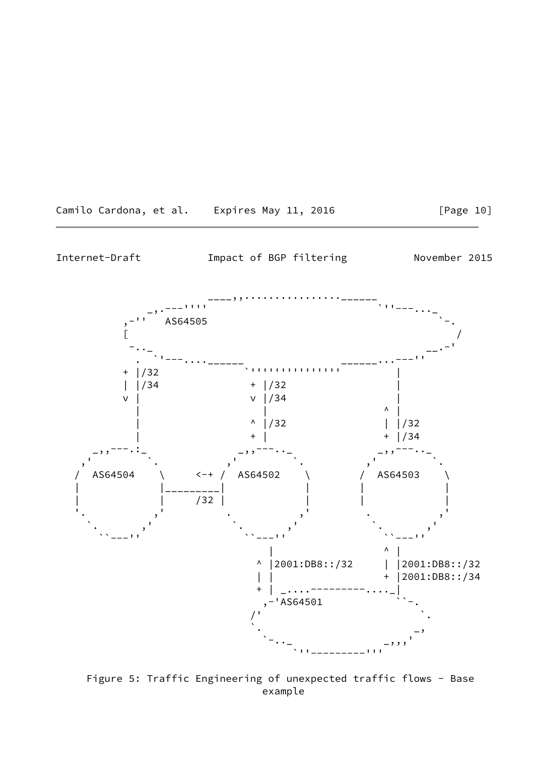```
                   ____,,................______
               _,.---''''                       `''---..._
         ,-''   AS64505                                   `-.
         [                                                   /
          -.._                                          __.-'
            .  `'---....______              ______...---''
         + |/32               `''''''''''''''            |
         | |/34             + |/32                       |
         v |                v |/34                       |
           |                  |                       ^  |
           |                ^ |/32                    |  |/32
           |                + |                       +  |/34
     _,,---.:_.            _,,---.._               _,,---.._
   ,'          `.        ,'         `.           ,'         `.
  /  AS64504    \    <-+ /  AS64502    \        /  AS64503    \
 |              |_________|            |       |              |
 |              |    /32  |            |       |              |
  '.           ,'          .           ,'        .           ,'
    `.        ,'            `.        ,'          `.        ,'
      ``---''                 ``---''               ``---''
                                  |                    ^  |
                              ^  |2001:DB8::/32        |  |2001:DB8::/32
                              |  |                     +  |2001:DB8::/34
                              + | _....---------...._|
                               ,-'AS64501              ``-.
                              /'                          `.
                              `.                         _,
                                `-.._               _,,,'
                                     `''---------'''
```

Figure 5: Traffic Engineering of unexpected traffic flows - Base example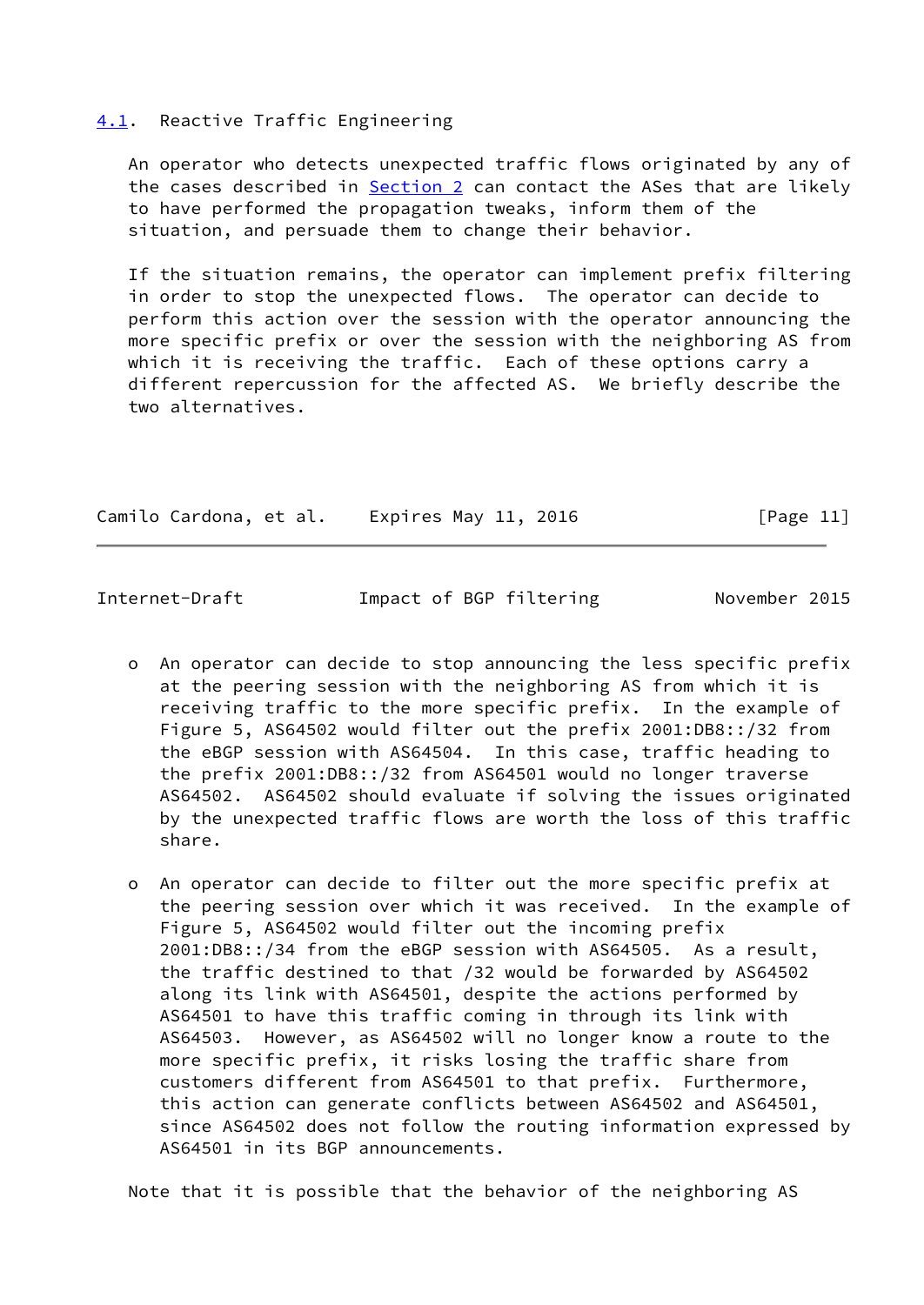### 4.1. Reactive Traffic Engineering

An operator who detects unexpected traffic flows originated by any of the cases described in Section 2 can contact the ASes that are likely to have performed the propagation tweaks, inform them of the situation, and persuade them to change their behavior.

If the situation remains, the operator can implement prefix filtering in order to stop the unexpected flows. The operator can decide to perform this action over the session with the operator announcing the more specific prefix or over the session with the neighboring AS from which it is receiving the traffic. Each of these options carry a different repercussion for the affected AS. We briefly describe the two alternatives.

- An operator can decide to stop announcing the less specific prefix at the peering session with the neighboring AS from which it is receiving traffic to the more specific prefix. In the example of Figure 5, AS64502 would filter out the prefix 2001:DB8::/32 from the eBGP session with AS64504. In this case, traffic heading to the prefix 2001:DB8::/32 from AS64501 would no longer traverse AS64502. AS64502 should evaluate if solving the issues originated by the unexpected traffic flows are worth the loss of this traffic share.

- An operator can decide to filter out the more specific prefix at the peering session over which it was received. In the example of Figure 5, AS64502 would filter out the incoming prefix 2001:DB8::/34 from the eBGP session with AS64505. As a result, the traffic destined to that /32 would be forwarded by AS64502 along its link with AS64501, despite the actions performed by AS64501 to have this traffic coming in through its link with AS64503. However, as AS64502 will no longer know a route to the more specific prefix, it risks losing the traffic share from customers different from AS64501 to that prefix. Furthermore, this action can generate conflicts between AS64502 and AS64501, since AS64502 does not follow the routing information expressed by AS64501 in its BGP announcements.

Note that it is possible that the behavior of the neighboring AS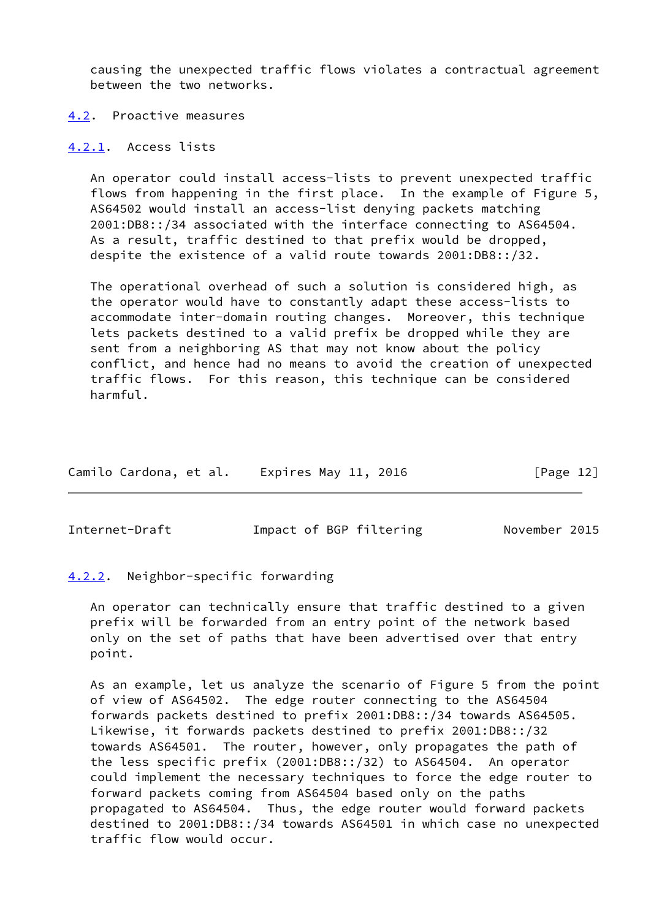causing the unexpected traffic flows violates a contractual agreement between the two networks.

### 4.2. Proactive measures

#### 4.2.1. Access lists

An operator could install access-lists to prevent unexpected traffic flows from happening in the first place. In the example of Figure 5, AS64502 would install an access-list denying packets matching 2001:DB8::/34 associated with the interface connecting to AS64504. As a result, traffic destined to that prefix would be dropped, despite the existence of a valid route towards 2001:DB8::/32.

The operational overhead of such a solution is considered high, as the operator would have to constantly adapt these access-lists to accommodate inter-domain routing changes. Moreover, this technique lets packets destined to a valid prefix be dropped while they are sent from a neighboring AS that may not know about the policy conflict, and hence had no means to avoid the creation of unexpected traffic flows. For this reason, this technique can be considered harmful.

#### 4.2.2. Neighbor-specific forwarding

An operator can technically ensure that traffic destined to a given prefix will be forwarded from an entry point of the network based only on the set of paths that have been advertised over that entry point.

As an example, let us analyze the scenario of Figure 5 from the point of view of AS64502. The edge router connecting to the AS64504 forwards packets destined to prefix 2001:DB8::/34 towards AS64505. Likewise, it forwards packets destined to prefix 2001:DB8::/32 towards AS64501. The router, however, only propagates the path of the less specific prefix (2001:DB8::/32) to AS64504. An operator could implement the necessary techniques to force the edge router to forward packets coming from AS64504 based only on the paths propagated to AS64504. Thus, the edge router would forward packets destined to 2001:DB8::/34 towards AS64501 in which case no unexpected traffic flow would occur.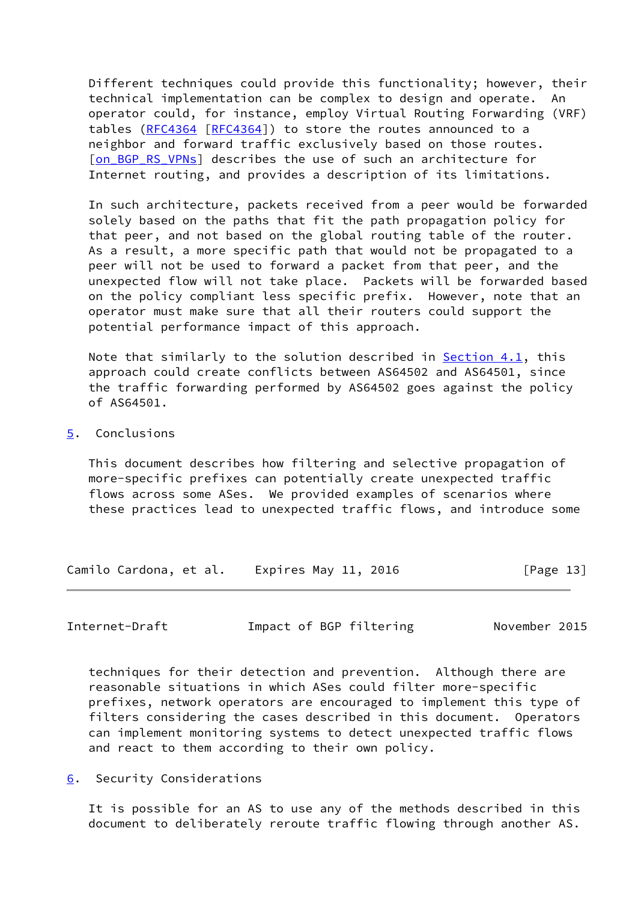Different techniques could provide this functionality; however, their technical implementation can be complex to design and operate. An operator could, for instance, employ Virtual Routing Forwarding (VRF) tables (RFC4364 [RFC4364]) to store the routes announced to a neighbor and forward traffic exclusively based on those routes. [on_BGP_RS_VPNs] describes the use of such an architecture for Internet routing, and provides a description of its limitations.

In such architecture, packets received from a peer would be forwarded solely based on the paths that fit the path propagation policy for that peer, and not based on the global routing table of the router. As a result, a more specific path that would not be propagated to a peer will not be used to forward a packet from that peer, and the unexpected flow will not take place. Packets will be forwarded based on the policy compliant less specific prefix. However, note that an operator must make sure that all their routers could support the potential performance impact of this approach.

Note that similarly to the solution described in Section 4.1, this approach could create conflicts between AS64502 and AS64501, since the traffic forwarding performed by AS64502 goes against the policy of AS64501.

## 5. Conclusions

This document describes how filtering and selective propagation of more-specific prefixes can potentially create unexpected traffic flows across some ASes. We provided examples of scenarios where these practices lead to unexpected traffic flows, and introduce some techniques for their detection and prevention. Although there are reasonable situations in which ASes could filter more-specific prefixes, network operators are encouraged to implement this type of filters considering the cases described in this document. Operators can implement monitoring systems to detect unexpected traffic flows and react to them according to their own policy.

## 6. Security Considerations

It is possible for an AS to use any of the methods described in this document to deliberately reroute traffic flowing through another AS.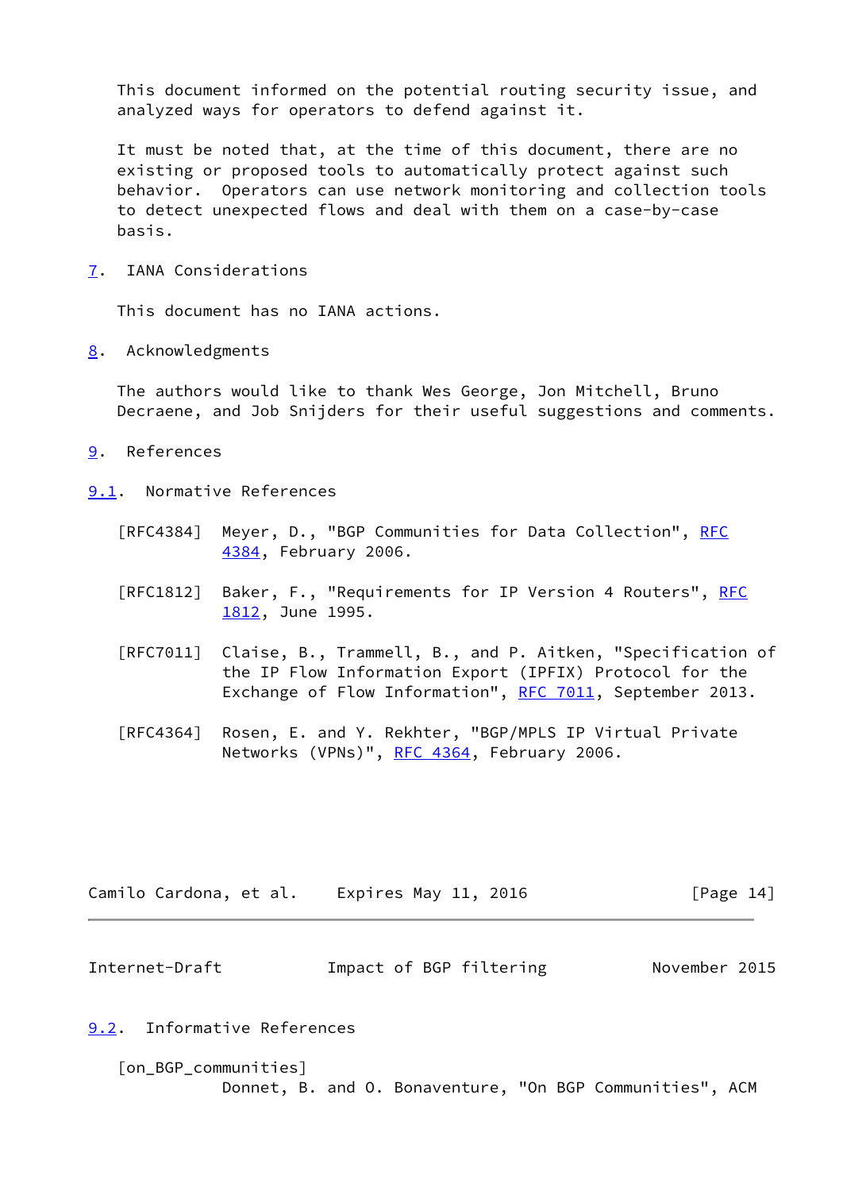This document informed on the potential routing security issue, and analyzed ways for operators to defend against it.

It must be noted that, at the time of this document, there are no existing or proposed tools to automatically protect against such behavior. Operators can use network monitoring and collection tools to detect unexpected flows and deal with them on a case-by-case basis.

## 7. IANA Considerations

This document has no IANA actions.

## 8. Acknowledgments

The authors would like to thank Wes George, Jon Mitchell, Bruno Decraene, and Job Snijders for their useful suggestions and comments.

## 9. References

### 9.1. Normative References

[RFC4384] Meyer, D., "BGP Communities for Data Collection", RFC 4384, February 2006.

[RFC1812] Baker, F., "Requirements for IP Version 4 Routers", RFC 1812, June 1995.

[RFC7011] Claise, B., Trammell, B., and P. Aitken, "Specification of the IP Flow Information Export (IPFIX) Protocol for the Exchange of Flow Information", RFC 7011, September 2013.

[RFC4364] Rosen, E. and Y. Rekhter, "BGP/MPLS IP Virtual Private Networks (VPNs)", RFC 4364, February 2006.

### 9.2. Informative References

[on_BGP_communities]
Donnet, B. and O. Bonaventure, "On BGP Communities", ACM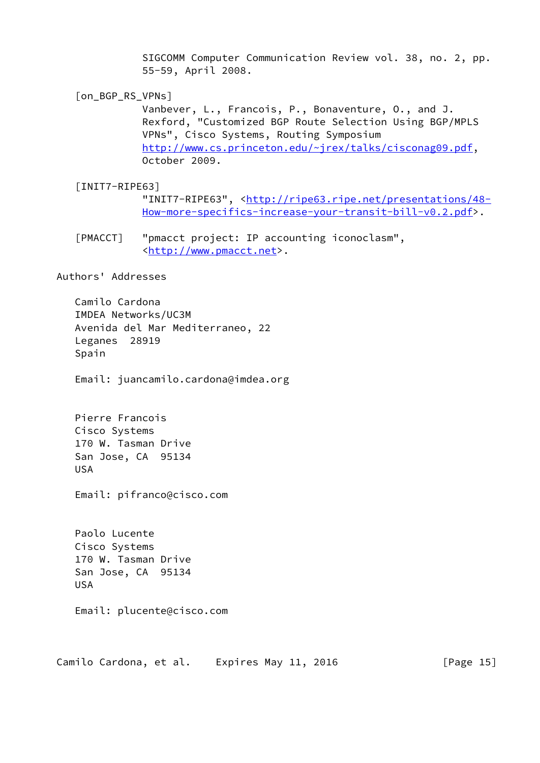SIGCOMM Computer Communication Review vol. 38, no. 2, pp. 55-59, April 2008.

[on_BGP_RS_VPNs]
Vanbever, L., Francois, P., Bonaventure, O., and J. Rexford, "Customized BGP Route Selection Using BGP/MPLS VPNs", Cisco Systems, Routing Symposium http://www.cs.princeton.edu/~jrex/talks/cisconag09.pdf, October 2009.

[INIT7-RIPE63]
"INIT7-RIPE63", <http://ripe63.ripe.net/presentations/48-How-more-specifics-increase-your-transit-bill-v0.2.pdf>.

[PMACCT] "pmacct project: IP accounting iconoclasm", <http://www.pmacct.net>.

## Authors' Addresses

Camilo Cardona
IMDEA Networks/UC3M
Avenida del Mar Mediterraneo, 22
Leganes 28919
Spain

Email: juancamilo.cardona@imdea.org

Pierre Francois
Cisco Systems
170 W. Tasman Drive
San Jose, CA 95134
USA

Email: pifranco@cisco.com

Paolo Lucente
Cisco Systems
170 W. Tasman Drive
San Jose, CA 95134
USA

Email: plucente@cisco.com